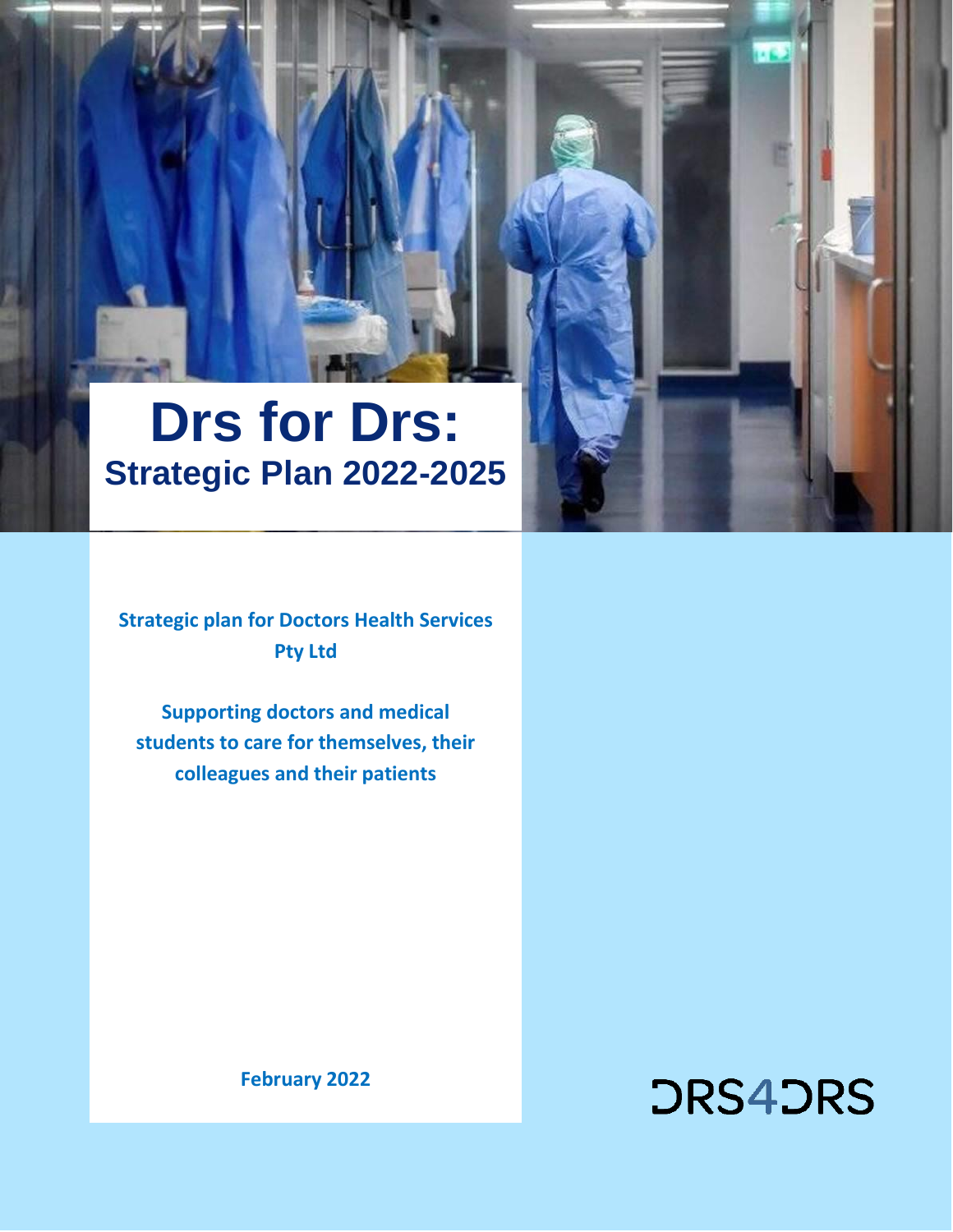# Drs for Drs:
## Strategic Plan 2022-2025

**Strategic plan for Doctors Health Services Pty Ltd**

**Supporting doctors and medical students to care for themselves, their colleagues and their patients**

**February 2022**

DRS4DRS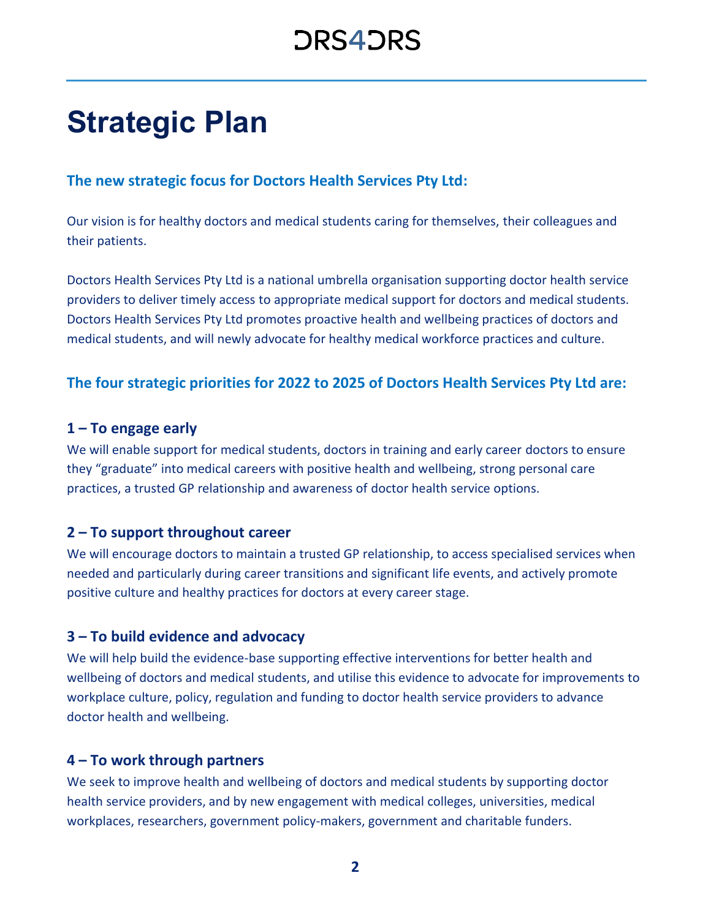# Strategic Plan

## The new strategic focus for Doctors Health Services Pty Ltd:

Our vision is for healthy doctors and medical students caring for themselves, their colleagues and their patients.

Doctors Health Services Pty Ltd is a national umbrella organisation supporting doctor health service providers to deliver timely access to appropriate medical support for doctors and medical students. Doctors Health Services Pty Ltd promotes proactive health and wellbeing practices of doctors and medical students, and will newly advocate for healthy medical workforce practices and culture.

## The four strategic priorities for 2022 to 2025 of Doctors Health Services Pty Ltd are:

### 1 – To engage early

We will enable support for medical students, doctors in training and early career doctors to ensure they "graduate" into medical careers with positive health and wellbeing, strong personal care practices, a trusted GP relationship and awareness of doctor health service options.

### 2 – To support throughout career

We will encourage doctors to maintain a trusted GP relationship, to access specialised services when needed and particularly during career transitions and significant life events, and actively promote positive culture and healthy practices for doctors at every career stage.

### 3 – To build evidence and advocacy

We will help build the evidence-base supporting effective interventions for better health and wellbeing of doctors and medical students, and utilise this evidence to advocate for improvements to workplace culture, policy, regulation and funding to doctor health service providers to advance doctor health and wellbeing.

### 4 – To work through partners

We seek to improve health and wellbeing of doctors and medical students by supporting doctor health service providers, and by new engagement with medical colleges, universities, medical workplaces, researchers, government policy-makers, government and charitable funders.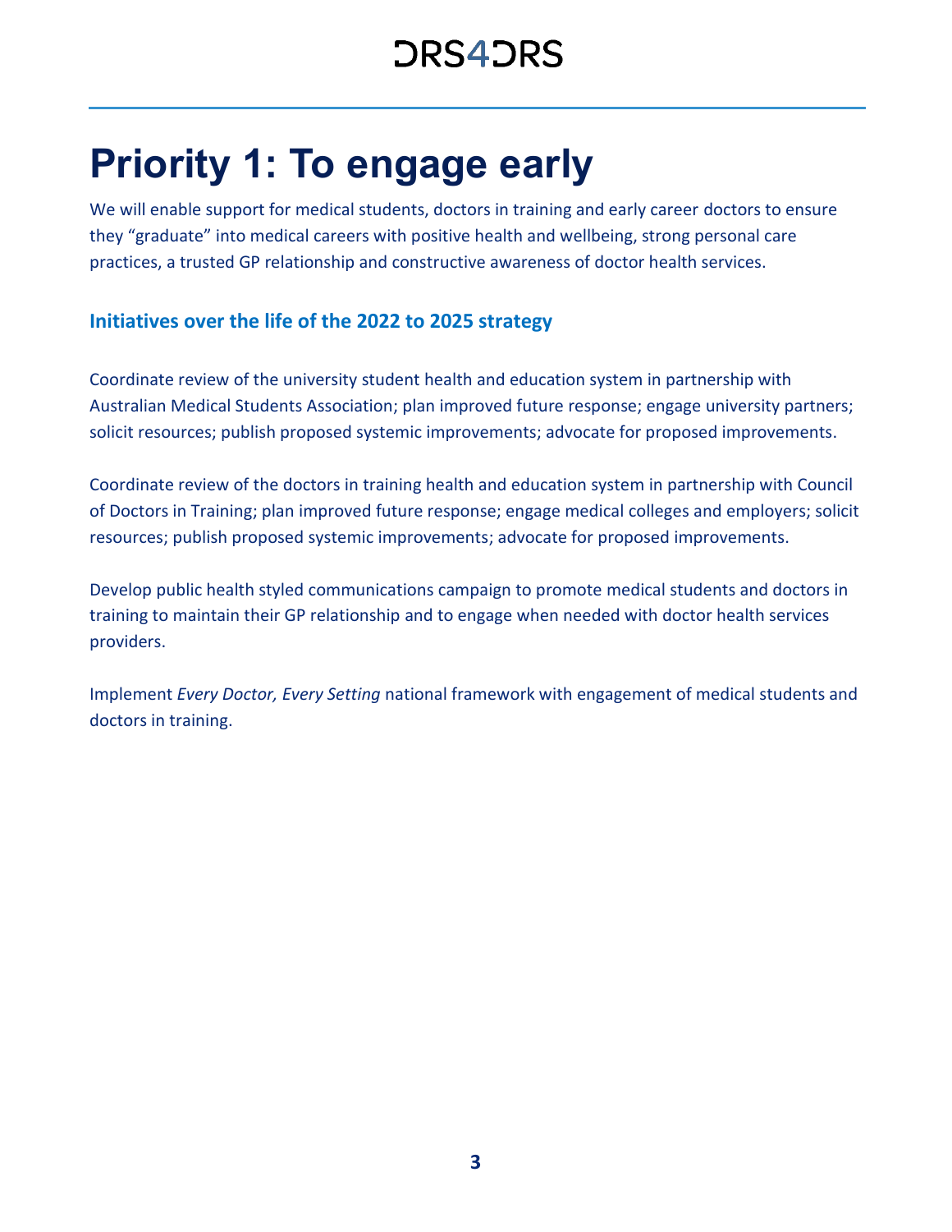# Priority 1: To engage early

We will enable support for medical students, doctors in training and early career doctors to ensure they "graduate" into medical careers with positive health and wellbeing, strong personal care practices, a trusted GP relationship and constructive awareness of doctor health services.

### Initiatives over the life of the 2022 to 2025 strategy

Coordinate review of the university student health and education system in partnership with Australian Medical Students Association; plan improved future response; engage university partners; solicit resources; publish proposed systemic improvements; advocate for proposed improvements.

Coordinate review of the doctors in training health and education system in partnership with Council of Doctors in Training; plan improved future response; engage medical colleges and employers; solicit resources; publish proposed systemic improvements; advocate for proposed improvements.

Develop public health styled communications campaign to promote medical students and doctors in training to maintain their GP relationship and to engage when needed with doctor health services providers.

Implement *Every Doctor, Every Setting* national framework with engagement of medical students and doctors in training.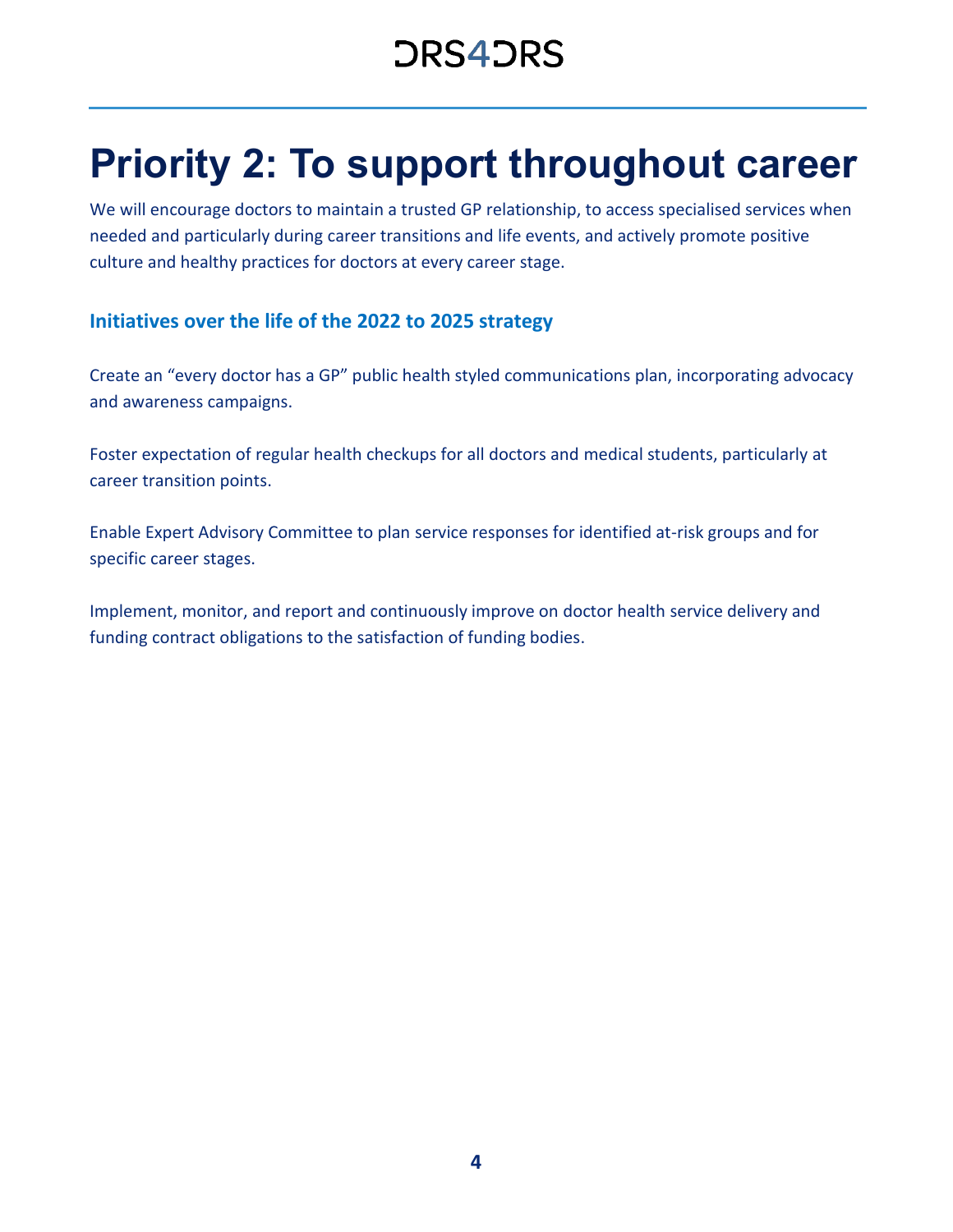# Priority 2: To support throughout career

We will encourage doctors to maintain a trusted GP relationship, to access specialised services when needed and particularly during career transitions and life events, and actively promote positive culture and healthy practices for doctors at every career stage.

### Initiatives over the life of the 2022 to 2025 strategy

Create an "every doctor has a GP" public health styled communications plan, incorporating advocacy and awareness campaigns.

Foster expectation of regular health checkups for all doctors and medical students, particularly at career transition points.

Enable Expert Advisory Committee to plan service responses for identified at-risk groups and for specific career stages.

Implement, monitor, and report and continuously improve on doctor health service delivery and funding contract obligations to the satisfaction of funding bodies.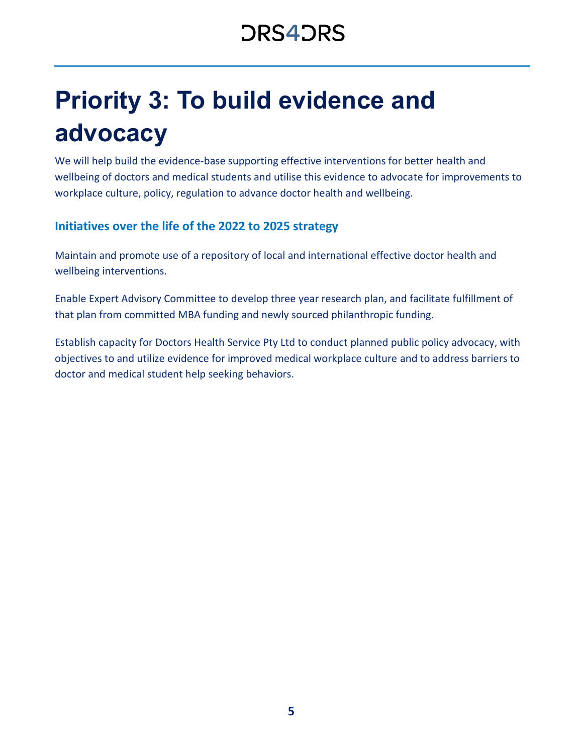# Priority 3: To build evidence and advocacy

We will help build the evidence-base supporting effective interventions for better health and wellbeing of doctors and medical students and utilise this evidence to advocate for improvements to workplace culture, policy, regulation to advance doctor health and wellbeing.

## Initiatives over the life of the 2022 to 2025 strategy

Maintain and promote use of a repository of local and international effective doctor health and wellbeing interventions.

Enable Expert Advisory Committee to develop three year research plan, and facilitate fulfillment of that plan from committed MBA funding and newly sourced philanthropic funding.

Establish capacity for Doctors Health Service Pty Ltd to conduct planned public policy advocacy, with objectives to and utilize evidence for improved medical workplace culture and to address barriers to doctor and medical student help seeking behaviors.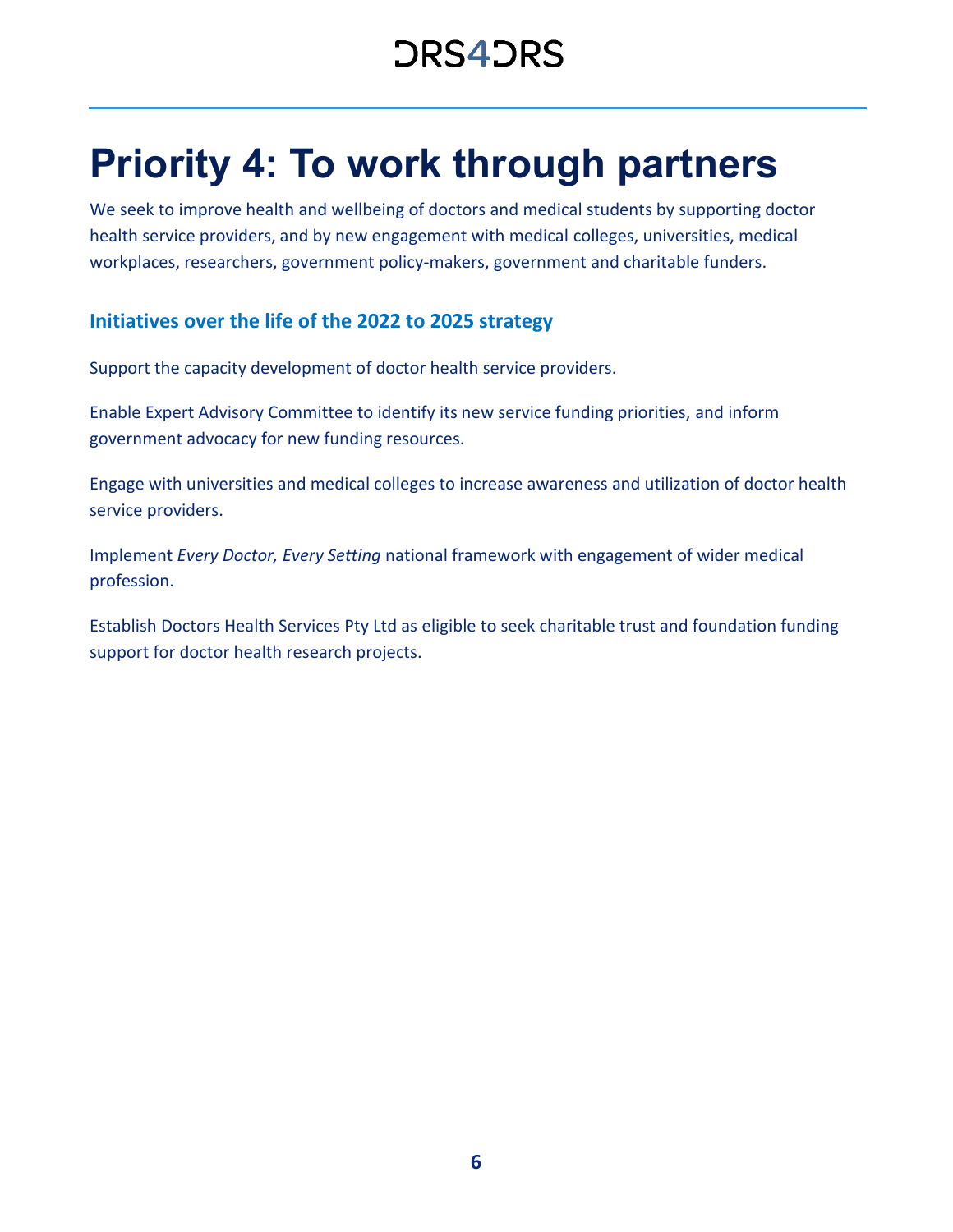# Priority 4: To work through partners

We seek to improve health and wellbeing of doctors and medical students by supporting doctor health service providers, and by new engagement with medical colleges, universities, medical workplaces, researchers, government policy-makers, government and charitable funders.

### Initiatives over the life of the 2022 to 2025 strategy

Support the capacity development of doctor health service providers.

Enable Expert Advisory Committee to identify its new service funding priorities, and inform government advocacy for new funding resources.

Engage with universities and medical colleges to increase awareness and utilization of doctor health service providers.

Implement *Every Doctor, Every Setting* national framework with engagement of wider medical profession.

Establish Doctors Health Services Pty Ltd as eligible to seek charitable trust and foundation funding support for doctor health research projects.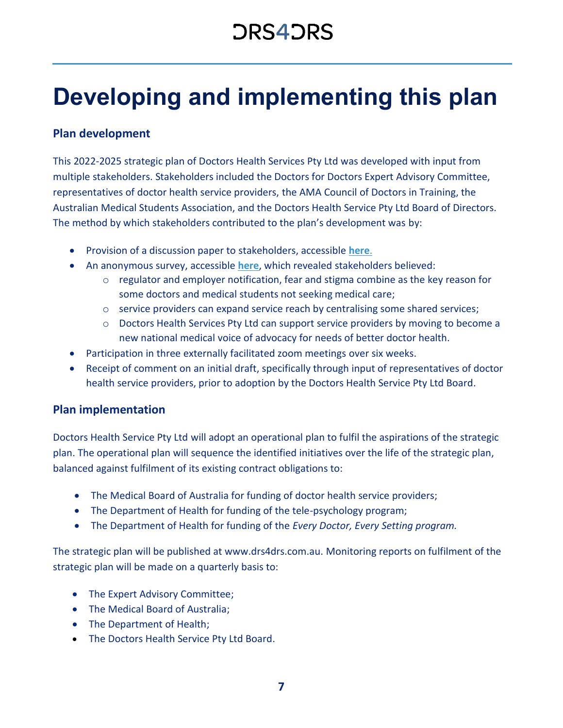# Developing and implementing this plan

## Plan development

This 2022-2025 strategic plan of Doctors Health Services Pty Ltd was developed with input from multiple stakeholders. Stakeholders included the Doctors for Doctors Expert Advisory Committee, representatives of doctor health service providers, the AMA Council of Doctors in Training, the Australian Medical Students Association, and the Doctors Health Service Pty Ltd Board of Directors. The method by which stakeholders contributed to the plan's development was by:

- Provision of a discussion paper to stakeholders, accessible **here**.
- An anonymous survey, accessible **here**, which revealed stakeholders believed:
  - regulator and employer notification, fear and stigma combine as the key reason for some doctors and medical students not seeking medical care;
  - service providers can expand service reach by centralising some shared services;
  - Doctors Health Services Pty Ltd can support service providers by moving to become a new national medical voice of advocacy for needs of better doctor health.
- Participation in three externally facilitated zoom meetings over six weeks.
- Receipt of comment on an initial draft, specifically through input of representatives of doctor health service providers, prior to adoption by the Doctors Health Service Pty Ltd Board.

## Plan implementation

Doctors Health Service Pty Ltd will adopt an operational plan to fulfil the aspirations of the strategic plan. The operational plan will sequence the identified initiatives over the life of the strategic plan, balanced against fulfilment of its existing contract obligations to:

- The Medical Board of Australia for funding of doctor health service providers;
- The Department of Health for funding of the tele-psychology program;
- The Department of Health for funding of the *Every Doctor, Every Setting program.*

The strategic plan will be published at www.drs4drs.com.au. Monitoring reports on fulfilment of the strategic plan will be made on a quarterly basis to:

- The Expert Advisory Committee;
- The Medical Board of Australia;
- The Department of Health;
- The Doctors Health Service Pty Ltd Board.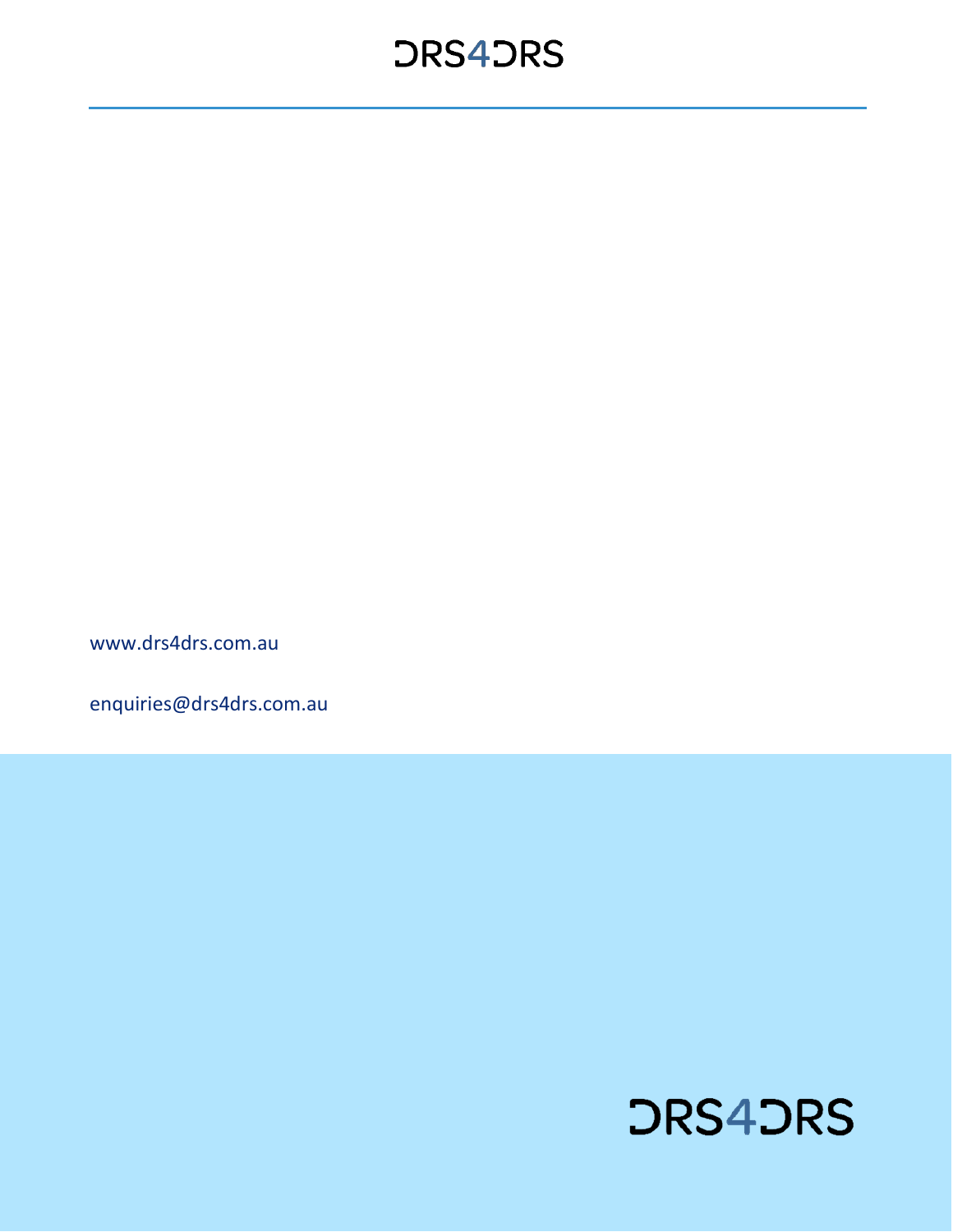DRS4DRS

www.drs4drs.com.au

enquiries@drs4drs.com.au

DRS4DRS